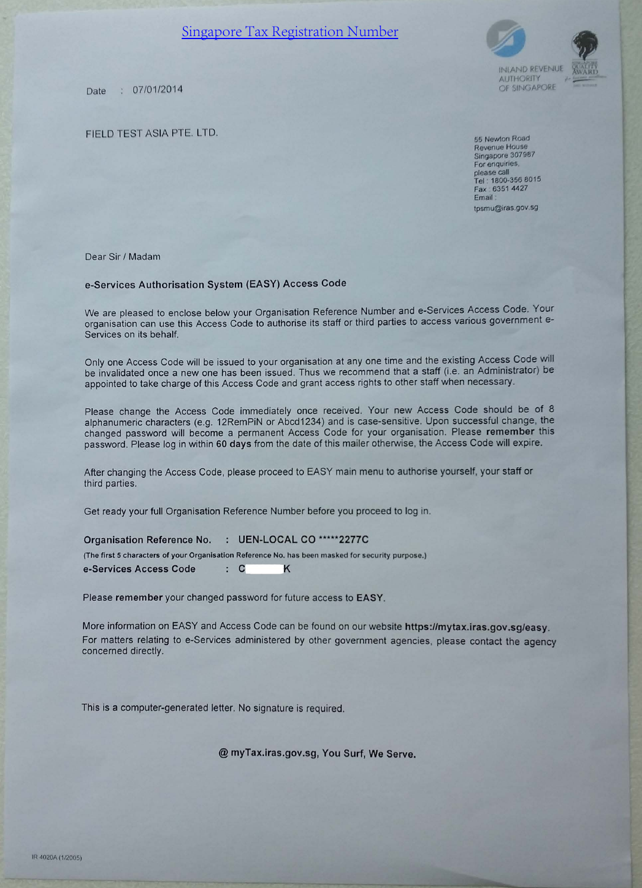[Singapore Tax Registration Number]

INLAND REVENUE AUTHORITY OF SINGAPORE

Date : 07/01/2014

FIELD TEST ASIA PTE. LTD.

55 Newton Road
Revenue House
Singapore 307987
For enquiries, please call
Tel : 1800-356 8015
Fax : 6351 4427
Email : tpsmu@iras.gov.sg

Dear Sir / Madam

**e-Services Authorisation System (EASY) Access Code**

We are pleased to enclose below your Organisation Reference Number and e-Services Access Code. Your organisation can use this Access Code to authorise its staff or third parties to access various government e-Services on its behalf.

Only one Access Code will be issued to your organisation at any one time and the existing Access Code will be invalidated once a new one has been issued. Thus we recommend that a staff (i.e. an Administrator) be appointed to take charge of this Access Code and grant access rights to other staff when necessary.

Please change the Access Code immediately once received. Your new Access Code should be of 8 alphanumeric characters (e.g. 12RemPiN or Abcd1234) and is case-sensitive. Upon successful change, the changed password will become a permanent Access Code for your organisation. Please **remember** this password. Please log in within **60 days** from the date of this mailer otherwise, the Access Code will expire.

After changing the Access Code, please proceed to EASY main menu to authorise yourself, your staff or third parties.

Get ready your full Organisation Reference Number before you proceed to log in.

**Organisation Reference No. : UEN-LOCAL CO *****2277C**

(The first 5 characters of your Organisation Reference No. has been masked for security purpose.)

**e-Services Access Code : C K**

Please **remember** your changed password for future access to **EASY**.

More information on EASY and Access Code can be found on our website **https://mytax.iras.gov.sg/easy**. For matters relating to e-Services administered by other government agencies, please contact the agency concerned directly.

This is a computer-generated letter. No signature is required.

**@ myTax.iras.gov.sg, You Surf, We Serve.**

IR 4020A (1/2005)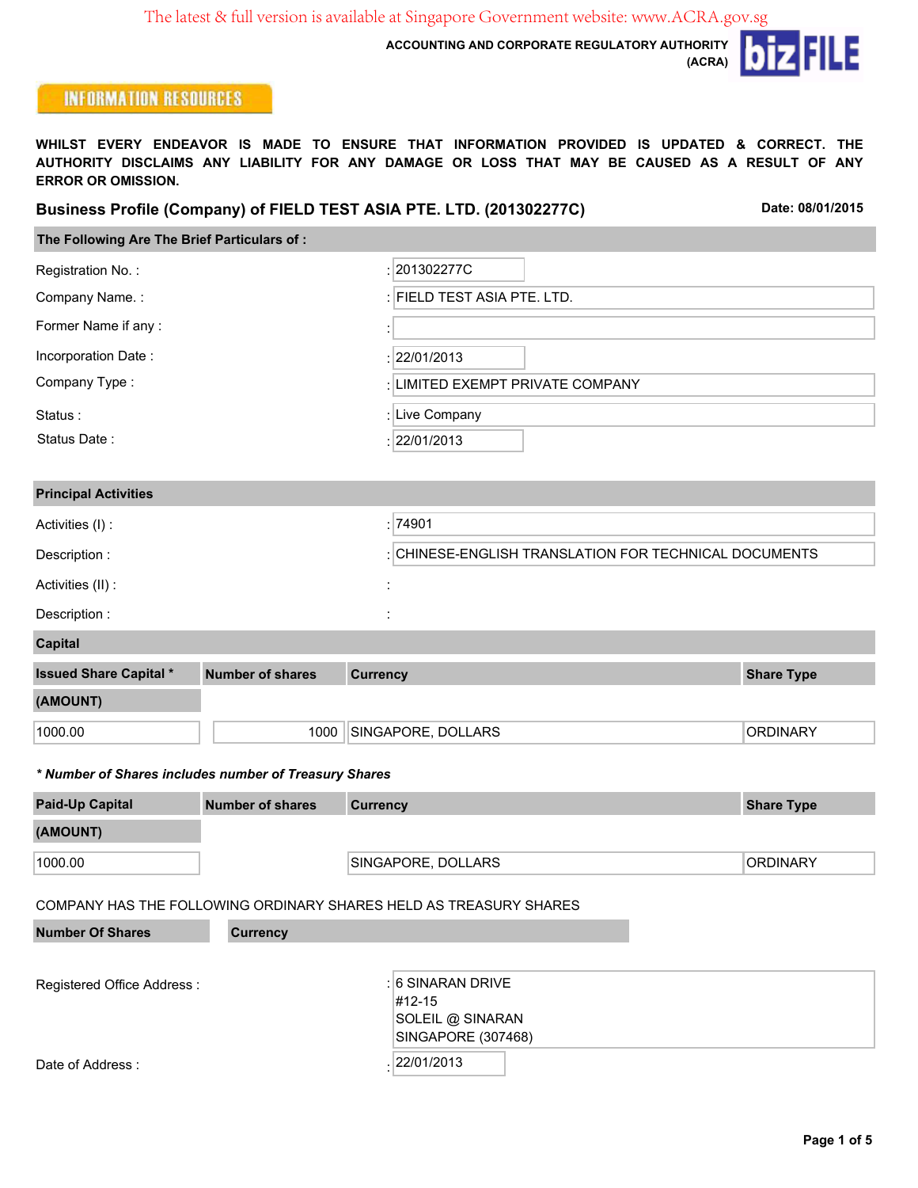The latest & full version is available at Singapore Government website: www.ACRA.gov.sg

**ACCOUNTING AND CORPORATE REGULATORY AUTHORITY (ACRA)**

**INFORMATION RESOURCES**

**WHILST EVERY ENDEAVOR IS MADE TO ENSURE THAT INFORMATION PROVIDED IS UPDATED & CORRECT. THE AUTHORITY DISCLAIMS ANY LIABILITY FOR ANY DAMAGE OR LOSS THAT MAY BE CAUSED AS A RESULT OF ANY ERROR OR OMISSION.**

## Business Profile (Company) of FIELD TEST ASIA PTE. LTD. (201302277C)

**Date: 08/01/2015**

### The Following Are The Brief Particulars of :

| | |
|---|---|
| Registration No. : | 201302277C |
| Company Name. : | FIELD TEST ASIA PTE. LTD. |
| Former Name if any : | |
| Incorporation Date : | 22/01/2013 |
| Company Type : | LIMITED EXEMPT PRIVATE COMPANY |
| Status : | Live Company |
| Status Date : | 22/01/2013 |

### Principal Activities

| | |
|---|---|
| Activities (I) : | 74901 |
| Description : | CHINESE-ENGLISH TRANSLATION FOR TECHNICAL DOCUMENTS |
| Activities (II) : | |
| Description : | |

### Capital

| Issued Share Capital * (AMOUNT) | Number of shares | Currency | Share Type |
|---|---|---|---|
| 1000.00 | 1000 | SINGAPORE, DOLLARS | ORDINARY |

***\* Number of Shares includes number of Treasury Shares***

| Paid-Up Capital (AMOUNT) | Number of shares | Currency | Share Type |
|---|---|---|---|
| 1000.00 | | SINGAPORE, DOLLARS | ORDINARY |

COMPANY HAS THE FOLLOWING ORDINARY SHARES HELD AS TREASURY SHARES

| Number Of Shares | Currency |
|---|---|
| | |

| | |
|---|---|
| Registered Office Address : | 6 SINARAN DRIVE<br>#12-15<br>SOLEIL @ SINARAN<br>SINGAPORE (307468) |
| Date of Address : | 22/01/2013 |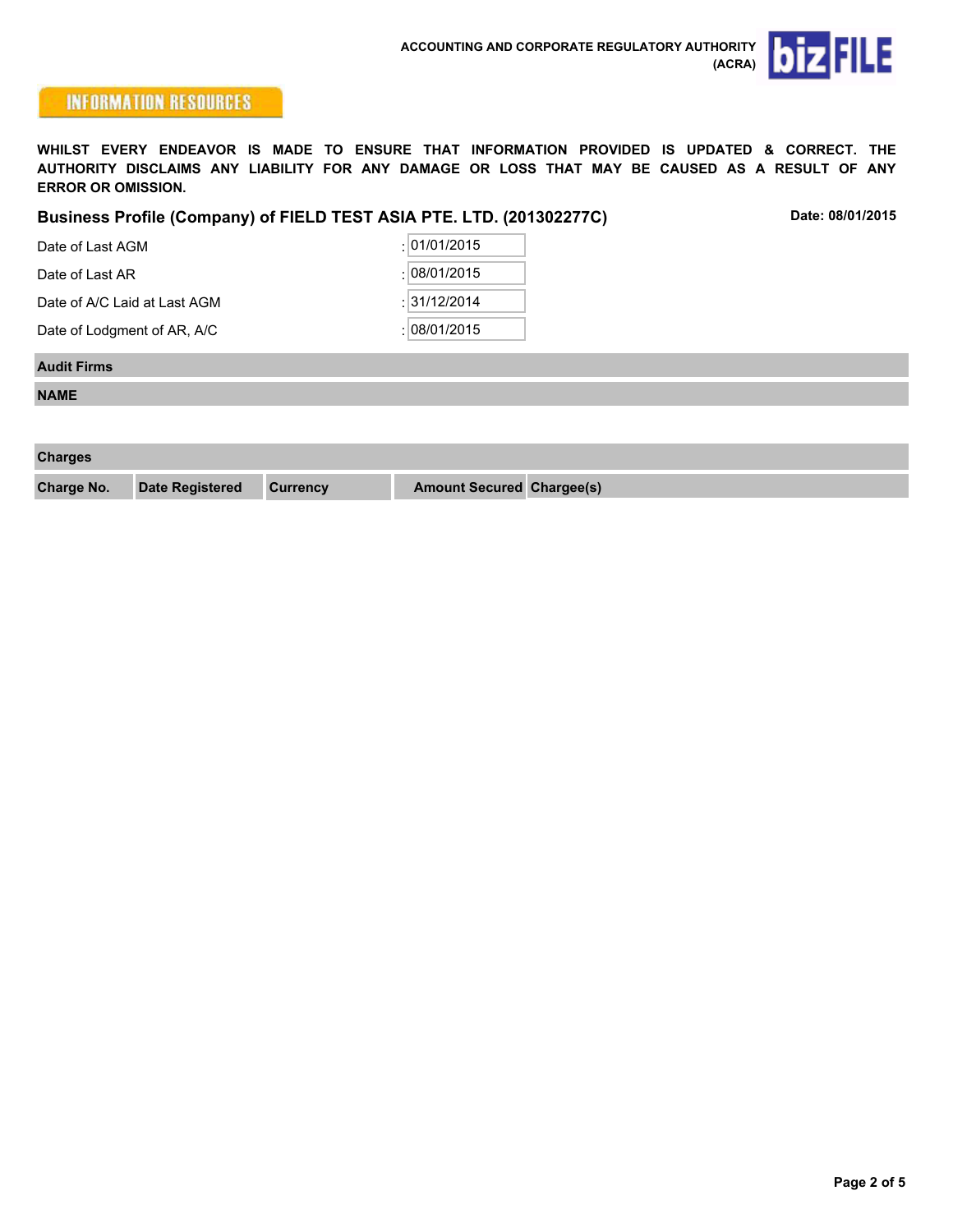ACCOUNTING AND CORPORATE REGULATORY AUTHORITY (ACRA)

INFORMATION RESOURCES

**WHILST EVERY ENDEAVOR IS MADE TO ENSURE THAT INFORMATION PROVIDED IS UPDATED & CORRECT. THE AUTHORITY DISCLAIMS ANY LIABILITY FOR ANY DAMAGE OR LOSS THAT MAY BE CAUSED AS A RESULT OF ANY ERROR OR OMISSION.**

## Business Profile (Company) of FIELD TEST ASIA PTE. LTD. (201302277C)

**Date: 08/01/2015**

| | |
|---|---|
| Date of Last AGM | : 01/01/2015 |
| Date of Last AR | : 08/01/2015 |
| Date of A/C Laid at Last AGM | : 31/12/2014 |
| Date of Lodgment of AR, A/C | : 08/01/2015 |

### Audit Firms

| NAME |
|---|

### Charges

| Charge No. | Date Registered | Currency | Amount Secured | Chargee(s) |
|---|---|---|---|---|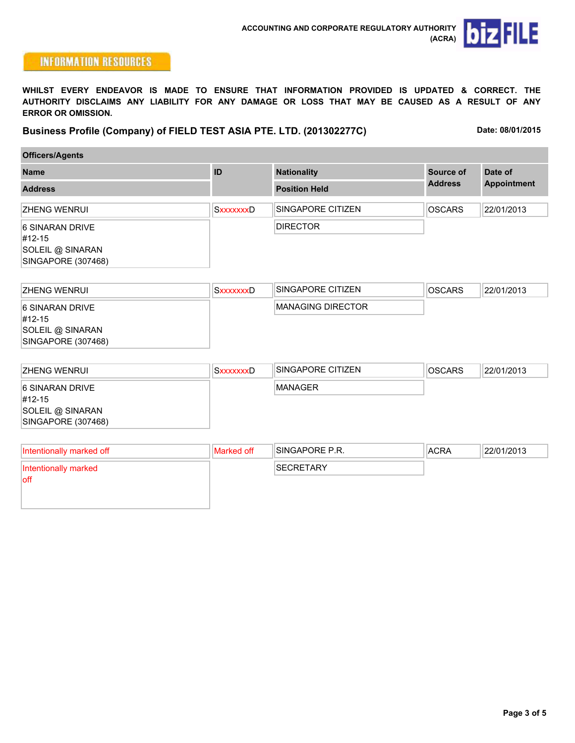ACCOUNTING AND CORPORATE REGULATORY AUTHORITY (ACRA)

**INFORMATION RESOURCES**

**WHILST EVERY ENDEAVOR IS MADE TO ENSURE THAT INFORMATION PROVIDED IS UPDATED & CORRECT. THE AUTHORITY DISCLAIMS ANY LIABILITY FOR ANY DAMAGE OR LOSS THAT MAY BE CAUSED AS A RESULT OF ANY ERROR OR OMISSION.**

## Business Profile (Company) of FIELD TEST ASIA PTE. LTD. (201302277C)

**Date: 08/01/2015**

### Officers/Agents

| Name / Address | ID | Nationality / Position Held | Source of Address | Date of Appointment |
| --- | --- | --- | --- | --- |
| ZHENG WENRUI<br>6 SINARAN DRIVE<br>#12-15<br>SOLEIL @ SINARAN<br>SINGAPORE (307468) | SxxxxxxxD | SINGAPORE CITIZEN<br>DIRECTOR | OSCARS | 22/01/2013 |
| ZHENG WENRUI<br>6 SINARAN DRIVE<br>#12-15<br>SOLEIL @ SINARAN<br>SINGAPORE (307468) | SxxxxxxxD | SINGAPORE CITIZEN<br>MANAGING DIRECTOR | OSCARS | 22/01/2013 |
| ZHENG WENRUI<br>6 SINARAN DRIVE<br>#12-15<br>SOLEIL @ SINARAN<br>SINGAPORE (307468) | SxxxxxxxD | SINGAPORE CITIZEN<br>MANAGER | OSCARS | 22/01/2013 |
| Intentionally marked off<br>Intentionally marked off | Marked off | SINGAPORE P.R.<br>SECRETARY | ACRA | 22/01/2013 |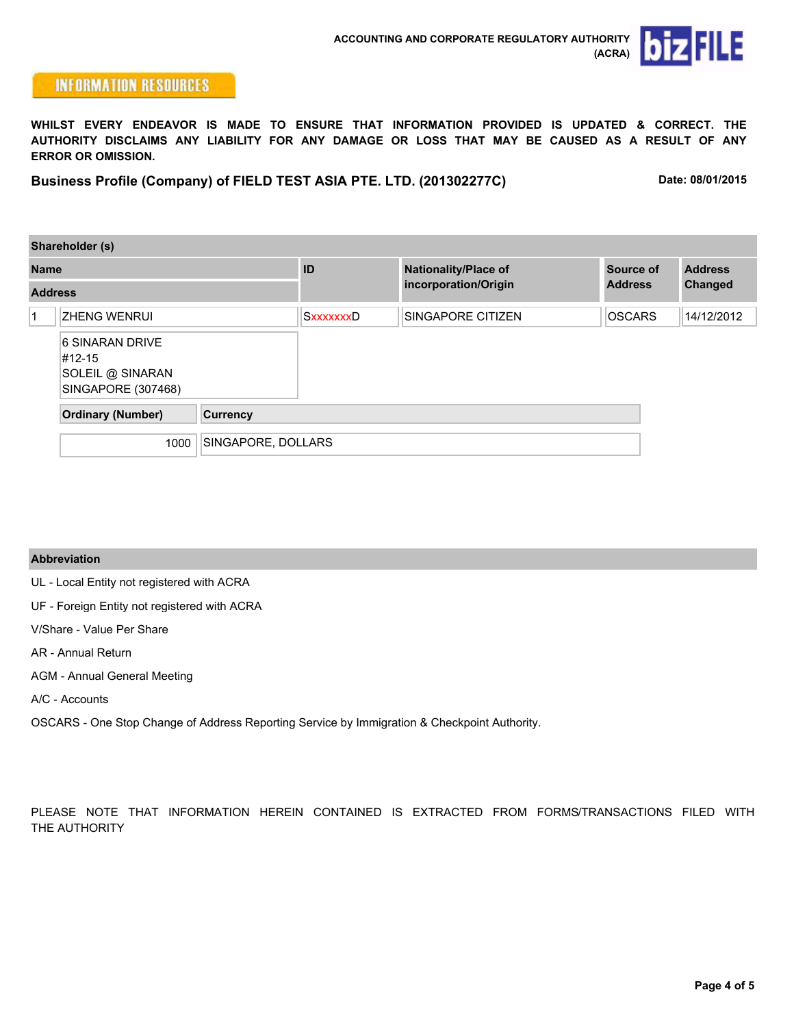ACCOUNTING AND CORPORATE REGULATORY AUTHORITY (ACRA)

**INFORMATION RESOURCES**

**WHILST EVERY ENDEAVOR IS MADE TO ENSURE THAT INFORMATION PROVIDED IS UPDATED & CORRECT. THE AUTHORITY DISCLAIMS ANY LIABILITY FOR ANY DAMAGE OR LOSS THAT MAY BE CAUSED AS A RESULT OF ANY ERROR OR OMISSION.**

## Business Profile (Company) of FIELD TEST ASIA PTE. LTD. (201302277C)

**Date: 08/01/2015**

### Shareholder (s)

| | Name / Address | ID | Nationality/Place of incorporation/Origin | Source of Address | Address Changed |
|---|---|---|---|---|---|
| 1 | ZHENG WENRUI | SxxxxxxxD | SINGAPORE CITIZEN | OSCARS | 14/12/2012 |
| | 6 SINARAN DRIVE #12-15 SOLEIL @ SINARAN SINGAPORE (307468) | | | | |

| Ordinary (Number) | Currency |
|---|---|
| 1000 | SINGAPORE, DOLLARS |

### Abbreviation

UL - Local Entity not registered with ACRA

UF - Foreign Entity not registered with ACRA

V/Share - Value Per Share

AR - Annual Return

AGM - Annual General Meeting

A/C - Accounts

OSCARS - One Stop Change of Address Reporting Service by Immigration & Checkpoint Authority.

PLEASE NOTE THAT INFORMATION HEREIN CONTAINED IS EXTRACTED FROM FORMS/TRANSACTIONS FILED WITH THE AUTHORITY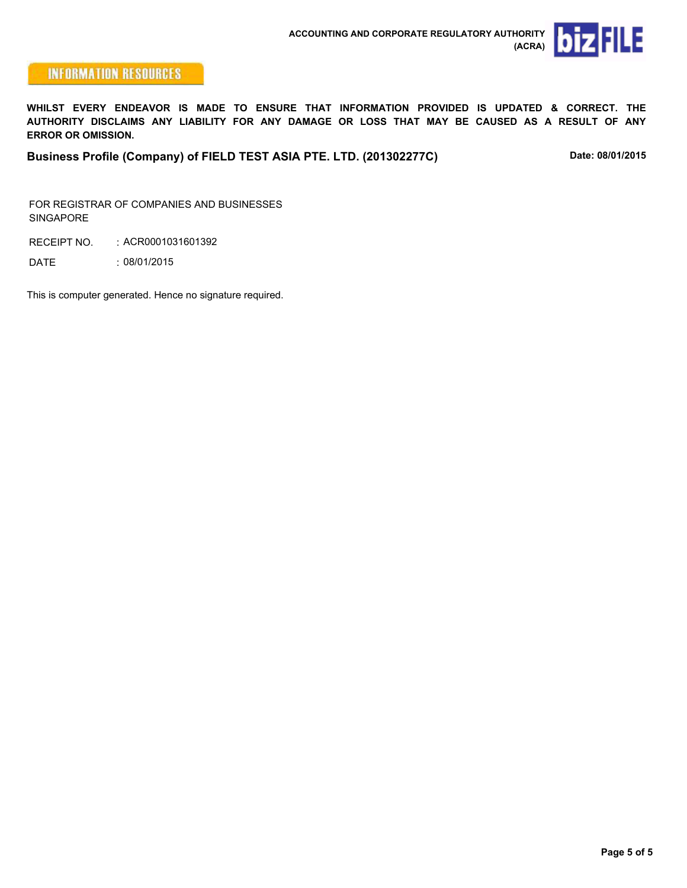WHILST EVERY ENDEAVOR IS MADE TO ENSURE THAT INFORMATION PROVIDED IS UPDATED & CORRECT. THE AUTHORITY DISCLAIMS ANY LIABILITY FOR ANY DAMAGE OR LOSS THAT MAY BE CAUSED AS A RESULT OF ANY ERROR OR OMISSION.

**Business Profile (Company) of FIELD TEST ASIA PTE. LTD. (201302277C)**

**Date: 08/01/2015**

FOR REGISTRAR OF COMPANIES AND BUSINESSES
SINGAPORE

RECEIPT NO. : ACR0001031601392

DATE : 08/01/2015

This is computer generated. Hence no signature required.